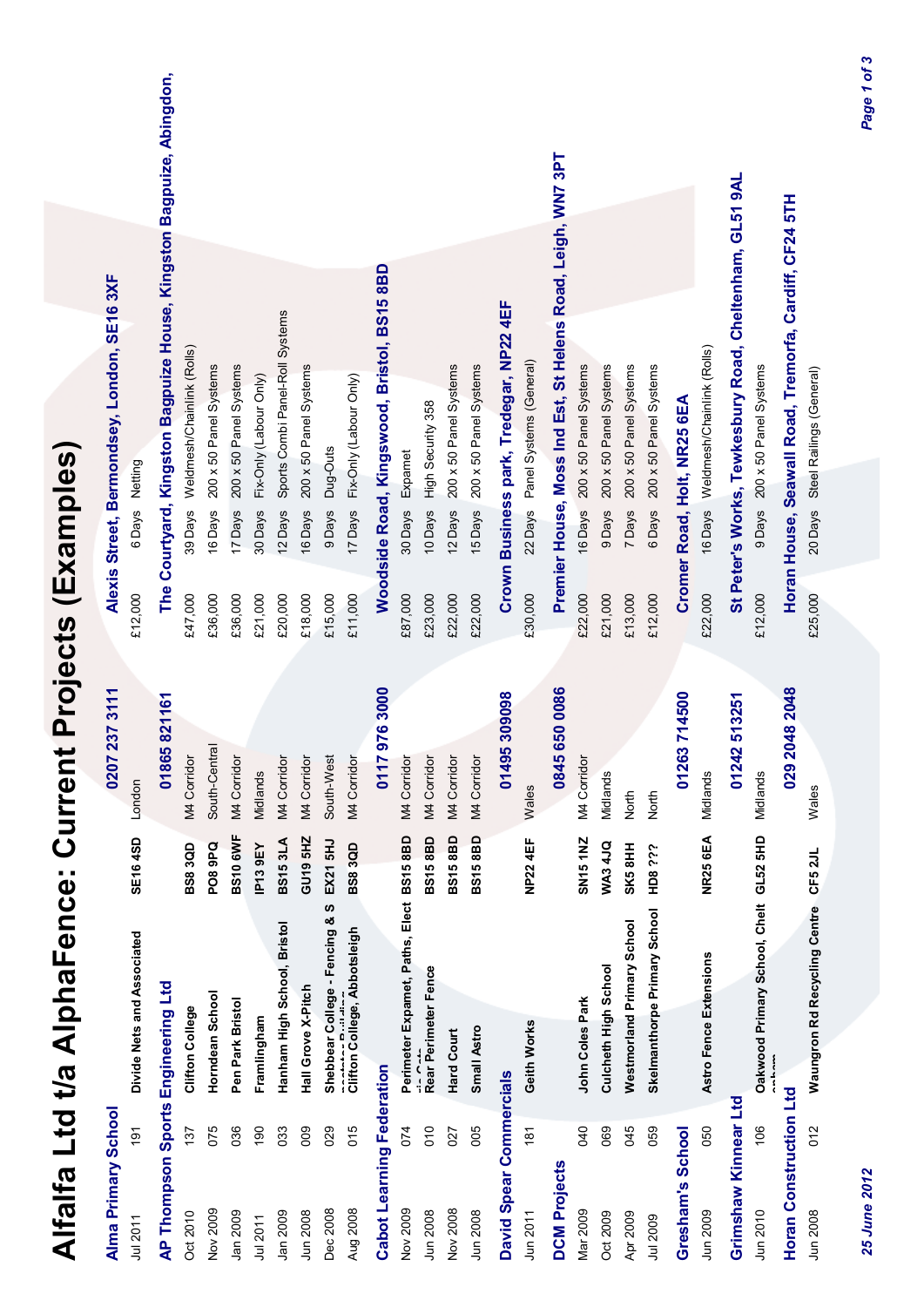# Alfalfa Ltd t/a AlphaFence: Current Projects (Examples)

## Alma Primary School — 0207 237 3111 — Alexis Street, Bermondsey, London, SE16 3XF

| Date | Ref | Project | Postcode | Region | Value | Duration | Type |
|---|---|---|---|---|---|---|---|
| Jul 2011 | 191 | Divide Nets and Associated | SE16 4SD | London | £12,000 | 6 Days | Netting |

## AP Thompson Sports Engineering Ltd — 01865 821161 — The Courtyard, Kingston Bagpuize House, Kingston Bagpuize, Abingdon,

| Date | Ref | Project | Postcode | Region | Value | Duration | Type |
|---|---|---|---|---|---|---|---|
| Oct 2010 | 137 | Clifton College | BS8 3QD | M4 Corridor | £47,000 | 39 Days | Weldmesh/Chainlink (Rolls) |
| Nov 2009 | 075 | Horndean School | PO8 9PQ | South-Central | £36,000 | 16 Days | 200 x 50 Panel Systems |
| Jan 2009 | 036 | Pen Park Bristol | BS10 6WF | M4 Corridor | £36,000 | 17 Days | 200 x 50 Panel Systems |
| Jul 2011 | 190 | Framlingham | IP13 9EY | Midlands | £21,000 | 30 Days | Fix-Only (Labour Only) |
| Jan 2009 | 033 | Hanham High School, Bristol | BS15 3LA | M4 Corridor | £20,000 | 12 Days | Sports Combi Panel-Roll Systems |
| Jun 2008 | 009 | Hall Grove X-Pitch | GU19 5HZ | M4 Corridor | £18,000 | 16 Days | 200 x 50 Panel Systems |
| Dec 2008 | 029 | Shebbear College - Fencing & S | EX21 5HJ | South-West | £15,000 | 9 Days | Dug-Outs |
| Aug 2008 | 015 | Clifton College, Abbotsleigh | BS8 3QD | M4 Corridor | £11,000 | 17 Days | Fix-Only (Labour Only) |

## Cabot Learning Federation — 0117 976 3000 — Woodside Road, Kingswood, Bristol, BS15 8BD

| Date | Ref | Project | Postcode | Region | Value | Duration | Type |
|---|---|---|---|---|---|---|---|
| Nov 2009 | 074 | Perimeter Expamet, Paths, Elect | BS15 8BD | M4 Corridor | £87,000 | 30 Days | Expamet |
| Jun 2008 | 010 | Rear Perimeter Fence | BS15 8BD | M4 Corridor | £23,000 | 10 Days | High Security 358 |
| Nov 2008 | 027 | Hard Court | BS15 8BD | M4 Corridor | £22,000 | 12 Days | 200 x 50 Panel Systems |
| Jun 2008 | 005 | Small Astro | BS15 8BD | M4 Corridor | £22,000 | 15 Days | 200 x 50 Panel Systems |

## David Spear Commercials — 01495 309098 — Crown Business park, Tredegar, NP22 4EF

| Date | Ref | Project | Postcode | Region | Value | Duration | Type |
|---|---|---|---|---|---|---|---|
| Jun 2011 | 181 | Geith Works | NP22 4EF | Wales | £30,000 | 22 Days | Panel Systems (General) |

## DCM Projects — 0845 650 0086 — Premier House, Moss Ind Est, St Helens Road, Leigh, WN7 3PT

| Date | Ref | Project | Postcode | Region | Value | Duration | Type |
|---|---|---|---|---|---|---|---|
| Mar 2009 | 040 | John Coles Park | SN15 1NZ | M4 Corridor | £22,000 | 16 Days | 200 x 50 Panel Systems |
| Oct 2009 | 069 | Culcheth High School | WA3 4JQ | Midlands | £21,000 | 9 Days | 200 x 50 Panel Systems |
| Apr 2009 | 045 | Westmorland Primary School | SK5 8HH | North | £13,000 | 7 Days | 200 x 50 Panel Systems |
| Jul 2009 | 059 | Skelmanthorpe Primary School | HD8 ??? | North | £12,000 | 6 Days | 200 x 50 Panel Systems |

## Gresham's School — 01263 714500 — Cromer Road, Holt, NR25 6EA

| Date | Ref | Project | Postcode | Region | Value | Duration | Type |
|---|---|---|---|---|---|---|---|
| Jun 2009 | 050 | Astro Fence Extensions | NR25 6EA | Midlands | £22,000 | 16 Days | Weldmesh/Chainlink (Rolls) |

## Grimshaw Kinnear Ltd — 01242 513251 — St Peter's Works, Tewkesbury Road, Cheltenham, GL51 9AL

| Date | Ref | Project | Postcode | Region | Value | Duration | Type |
|---|---|---|---|---|---|---|---|
| Jun 2010 | 106 | Oakwood Primary School, Chelt | GL52 5HD | Midlands | £12,000 | 9 Days | 200 x 50 Panel Systems |

## Horan Construction Ltd — 029 2048 2048 — Horan House, Seawall Road, Tremorfa, Cardiff, CF24 5TH

| Date | Ref | Project | Postcode | Region | Value | Duration | Type |
|---|---|---|---|---|---|---|---|
| Jun 2008 | 012 | Waungron Rd Recycling Centre | CF5 2JL | Wales | £25,000 | 20 Days | Steel Railings (General) |

*25 June 2012*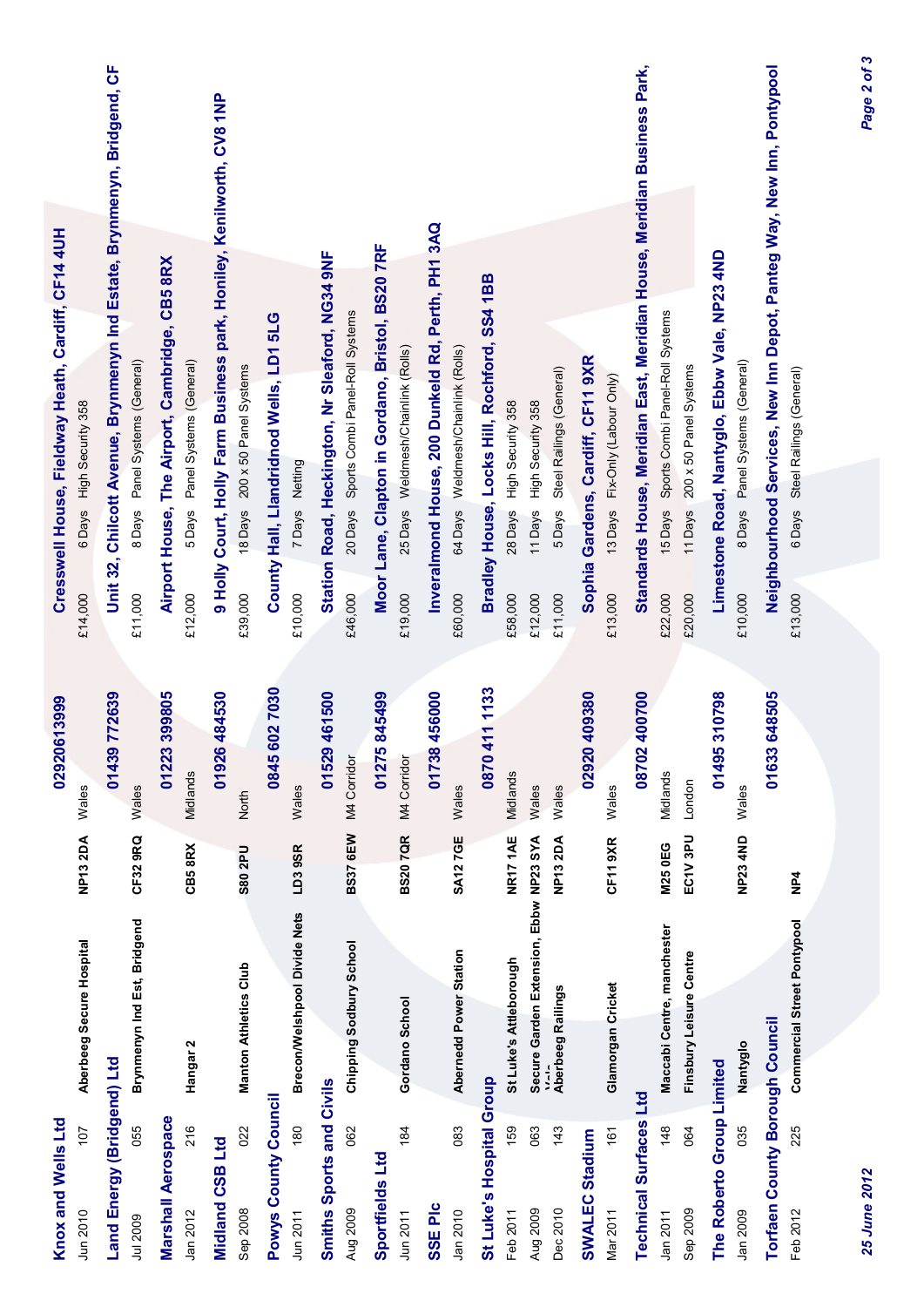**Knox and Wells Ltd** — 02920613999 — **Cresswell House, Fieldway Heath, Cardiff, CF14 4UH**

| Jun 2010 | 107 | Aberbeeg Secure Hospital | NP13 2DA | Wales | £14,000 | 6 Days | High Security 358 |
|---|---|---|---|---|---|---|---|

**Land Energy (Bridgend) Ltd** — 01439 772639 — **Unit 32, Chilcott Avenue, Brynmenyn Ind Estate, Brynmenyn, Bridgend, CF**

| Jul 2009 | 055 | Brynmenyn Ind Est, Bridgend | CF32 9RQ | Wales | £11,000 | 8 Days | Panel Systems (General) |
|---|---|---|---|---|---|---|---|

**Marshall Aerospace** — 01223 399805 — **Airport House, The Airport, Cambridge, CB5 8RX**

| Jan 2012 | 216 | Hangar 2 | CB5 8RX | Midlands | £12,000 | 5 Days | Panel Systems (General) |
|---|---|---|---|---|---|---|---|

**Midland CSB Ltd** — 01926 484530 — **9 Holly Court, Holly Farm Business park, Honiley, Kenilworth, CV8 1NP**

| Sep 2008 | 022 | Manton Athletics Club | S80 2PU | North | £39,000 | 18 Days | 200 x 50 Panel Systems |
|---|---|---|---|---|---|---|---|

**Powys County Council** — 0845 602 7030 — **County Hall, Llandridnod Wells, LD1 5LG**

| Jun 2011 | 180 | Brecon/Welshpool Divide Nets | LD3 9SR | Wales | £10,000 | 7 Days | Netting |
|---|---|---|---|---|---|---|---|

**Smiths Sports and Civils** — 01529 461500 — **Station Road, Heckington, Nr Sleaford, NG34 9NF**

| Aug 2009 | 062 | Chipping Sodbury School | BS37 6EW | M4 Corridor | £46,000 | 20 Days | Sports Combi Panel-Roll Systems |
|---|---|---|---|---|---|---|---|

**Sportfields Ltd** — 01275 845499 — **Moor Lane, Clapton in Gordano, Bristol, BS20 7RF**

| Jun 2011 | 184 | Gordano School | BS20 7QR | M4 Corridor | £19,000 | 25 Days | Weldmesh/Chainlink (Rolls) |
|---|---|---|---|---|---|---|---|

**SSE Plc** — 01738 456000 — **Inveralmond House, 200 Dunkeld Rd, Perth, PH1 3AQ**

| Jan 2010 | 083 | Aberthaw Power Station | SA12 7GE | Wales | £60,000 | 64 Days | Weldmesh/Chainlink (Rolls) |
|---|---|---|---|---|---|---|---|

**St Luke's Hospital Group** — 0870 411 1133 — **Bradley House, Locks Hill, Rochford, SS4 1BB**

| Feb 2011 | 159 | St Luke's Attleborough | NR17 1AE | Midlands | £58,000 | 28 Days | High Security 358 |
|---|---|---|---|---|---|---|---|
| Aug 2009 | 063 | Secure Garden Extension, Ebbw Vale | NP23 SYA | Wales | £12,000 | 11 Days | High Security 358 |
| Dec 2010 | 143 | Aberbeeg Railings | NP13 2DA | Wales | £11,000 | 5 Days | Steel Railings (General) |

**SWALEC Stadium** — 02920 409380 — **Sophia Gardens, Cardiff, CF11 9XR**

| Mar 2011 | 161 | Glamorgan Cricket | CF11 9XR | Wales | £13,000 | 13 Days | Fix-Only (Labour Only) |
|---|---|---|---|---|---|---|---|

**Technical Surfaces Ltd** — 08702 400700 — **Standards House, Meridian East, Meridian House, Meridian Business Park,**

| Jan 2011 | 148 | Maccabi Centre, manchester | M25 0EG | Midlands | £22,000 | 15 Days | Sports Combi Panel-Roll Systems |
|---|---|---|---|---|---|---|---|
| Sep 2009 | 064 | Finsbury Leisure Centre | EC1V 3PU | London | £20,000 | 11 Days | 200 x 50 Panel Systems |

**The Roberto Group Limited** — 01495 310798 — **Limestone Road, Nantyglo, Ebbw Vale, NP23 4ND**

| Jan 2009 | 035 | Nantyglo | NP23 4ND | Wales | £10,000 | 8 Days | Panel Systems (General) |
|---|---|---|---|---|---|---|---|

**Torfaen County Borough Council** — 01633 648505 — **Neighbourhood Services, New Inn Depot, Panteg Way, New Inn, Pontypool**

| Feb 2012 | 225 | Commercial Street Pontypool | NP4 | | £13,000 | 6 Days | Steel Railings (General) |
|---|---|---|---|---|---|---|---|

*25 June 2012*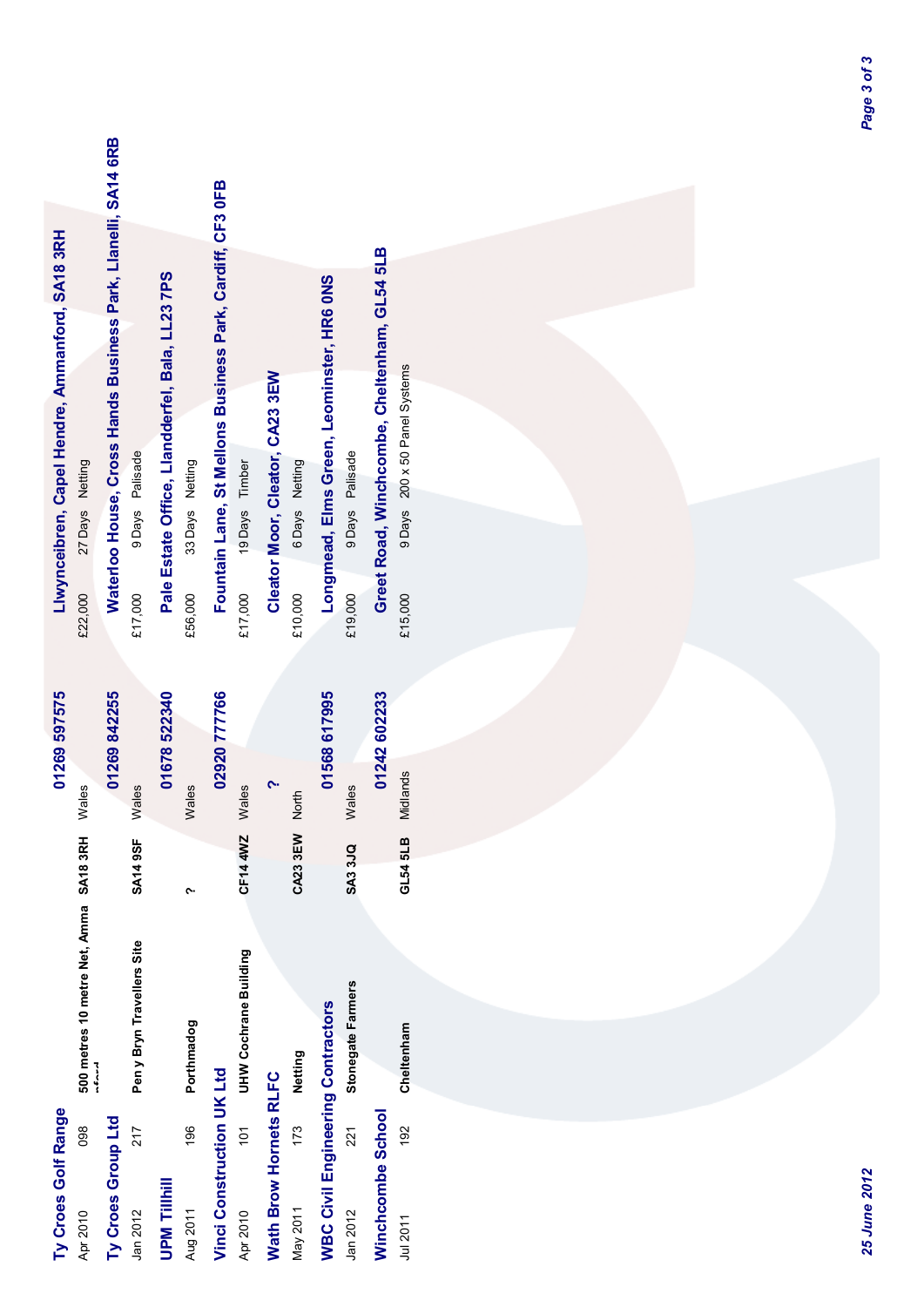**Ty Croes Golf Range** **01269 597575** **Llwynceibren, Capel Hendre, Ammanford, SA18 3RH**

| | | | | | | | |
|---|---|---|---|---|---|---|---|
| Apr 2010 | 098 | **500 metres 10 metre Net, Ammanford** | **SA18 3RH** | Wales | £22,000 | 27 Days | Netting |

**Ty Croes Group Ltd** **01269 842255** **Waterloo House, Cross Hands Business Park, Llanelli, SA14 6RB**

| | | | | | | | |
|---|---|---|---|---|---|---|---|
| Jan 2012 | 217 | **Pen y Bryn Travellers Site** | **SA14 9SF** | Wales | £17,000 | 9 Days | Palisade |

**UPM Tillhill** **01678 522340** **Pale Estate Office, Llandderfel, Bala, LL23 7PS**

| | | | | | | | |
|---|---|---|---|---|---|---|---|
| Aug 2011 | 196 | **Porthmadog** | **?** | Wales | £56,000 | 33 Days | Netting |

**Vinci Construction UK Ltd** **02920 777766** **Fountain Lane, St Mellons Business Park, Cardiff, CF3 0FB**

| | | | | | | | |
|---|---|---|---|---|---|---|---|
| Apr 2010 | 101 | **UHW Cochrane Building** | **CF14 4WZ** | Wales | £17,000 | 19 Days | Timber |

**Wath Brow Hornets RLFC** **?** **Cleator Moor, Cleator, CA23 3EW**

| | | | | | | | |
|---|---|---|---|---|---|---|---|
| May 2011 | 173 | **Netting** | **CA23 3EW** | North | £10,000 | 6 Days | Netting |

**WBC Civil Engineering Contractors** **01568 617995** **Longmead, Elms Green, Leominster, HR6 0NS**

| | | | | | | | |
|---|---|---|---|---|---|---|---|
| Jan 2012 | 221 | **Stonegate Farmers** | **SA3 3JQ** | Wales | £19,000 | 9 Days | Palisade |

**Winchcombe School** **01242 602233** **Greet Road, Winchcombe, Cheltenham, GL54 5LB**

| | | | | | | | |
|---|---|---|---|---|---|---|---|
| Jul 2011 | 192 | **Cheltenham** | **GL54 5LB** | Midlands | £15,000 | 9 Days | 200 x 50 Panel Systems |

*25 June 2012*